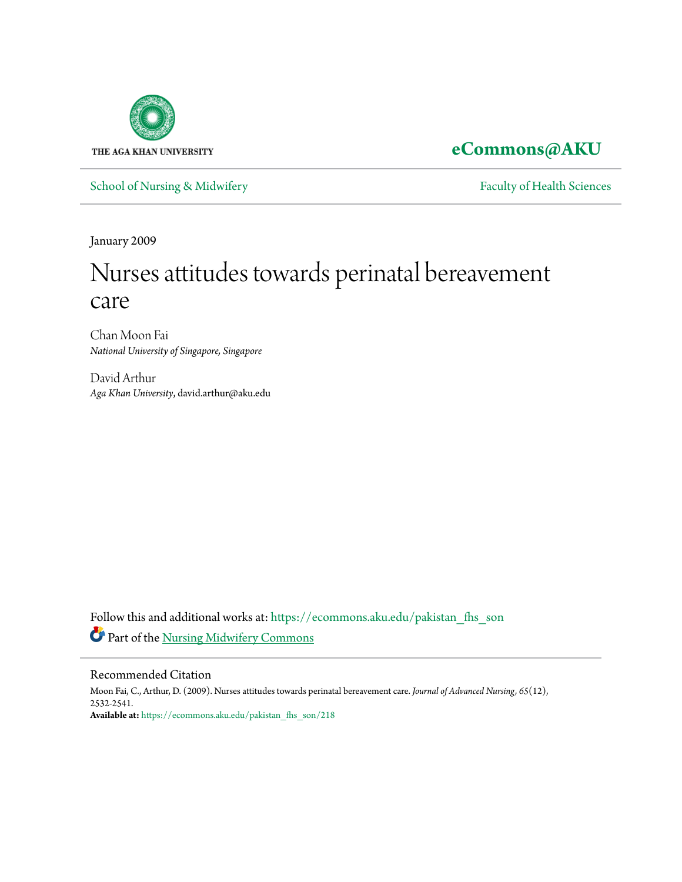THE AGA KHAN UNIVERSITY

**eCommons@AKU**

School of Nursing & Midwifery

Faculty of Health Sciences

January 2009

# Nurses attitudes towards perinatal bereavement care

Chan Moon Fai
*National University of Singapore, Singapore*

David Arthur
*Aga Khan University*, david.arthur@aku.edu

Follow this and additional works at: https://ecommons.aku.edu/pakistan_fhs_son

Part of the Nursing Midwifery Commons

## Recommended Citation

Moon Fai, C., Arthur, D. (2009). Nurses attitudes towards perinatal bereavement care. *Journal of Advanced Nursing*, *65*(12), 2532-2541.

**Available at:** https://ecommons.aku.edu/pakistan_fhs_son/218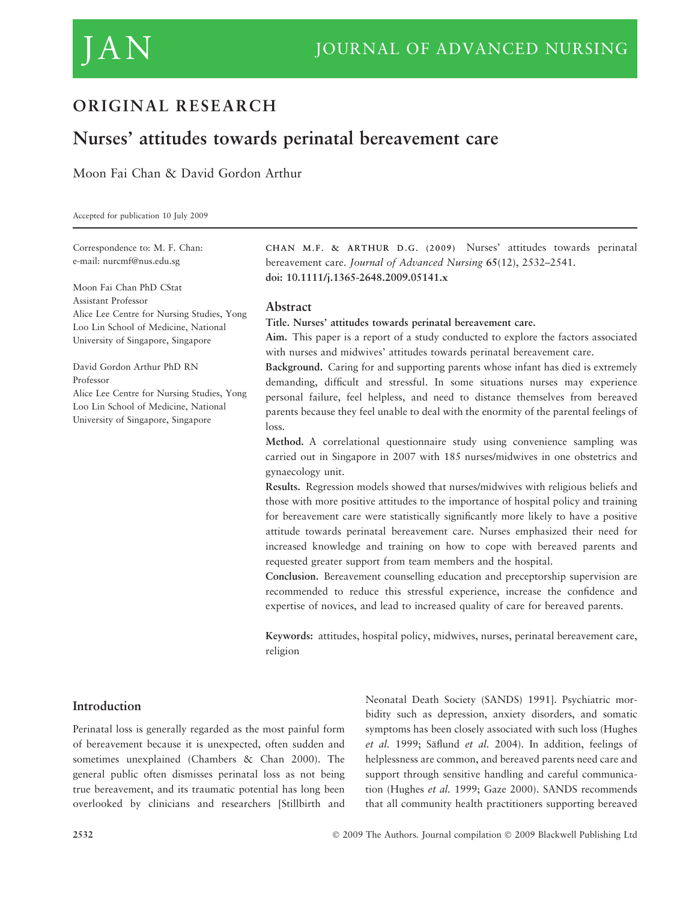# JAN JOURNAL OF ADVANCED NURSING

## ORIGINAL RESEARCH

# Nurses' attitudes towards perinatal bereavement care

Moon Fai Chan & David Gordon Arthur

Accepted for publication 10 July 2009

Correspondence to: M. F. Chan:
e-mail: nurcmf@nus.edu.sg

Moon Fai Chan PhD CStat
Assistant Professor
Alice Lee Centre for Nursing Studies, Yong Loo Lin School of Medicine, National University of Singapore, Singapore

David Gordon Arthur PhD RN
Professor
Alice Lee Centre for Nursing Studies, Yong Loo Lin School of Medicine, National University of Singapore, Singapore

CHAN M.F. & ARTHUR D.G. (2009) Nurses' attitudes towards perinatal bereavement care. *Journal of Advanced Nursing* **65**(12), 2532–2541.
**doi: 10.1111/j.1365-2648.2009.05141.x**

## Abstract

**Title. Nurses' attitudes towards perinatal bereavement care.**

**Aim.** This paper is a report of a study conducted to explore the factors associated with nurses and midwives' attitudes towards perinatal bereavement care.

**Background.** Caring for and supporting parents whose infant has died is extremely demanding, difficult and stressful. In some situations nurses may experience personal failure, feel helpless, and need to distance themselves from bereaved parents because they feel unable to deal with the enormity of the parental feelings of loss.

**Method.** A correlational questionnaire study using convenience sampling was carried out in Singapore in 2007 with 185 nurses/midwives in one obstetrics and gynaecology unit.

**Results.** Regression models showed that nurses/midwives with religious beliefs and those with more positive attitudes to the importance of hospital policy and training for bereavement care were statistically significantly more likely to have a positive attitude towards perinatal bereavement care. Nurses emphasized their need for increased knowledge and training on how to cope with bereaved parents and requested greater support from team members and the hospital.

**Conclusion.** Bereavement counselling education and preceptorship supervision are recommended to reduce this stressful experience, increase the confidence and expertise of novices, and lead to increased quality of care for bereaved parents.

**Keywords:** attitudes, hospital policy, midwives, nurses, perinatal bereavement care, religion

## Introduction

Perinatal loss is generally regarded as the most painful form of bereavement because it is unexpected, often sudden and sometimes unexplained (Chambers & Chan 2000). The general public often dismisses perinatal loss as not being true bereavement, and its traumatic potential has long been overlooked by clinicians and researchers [Stillbirth and Neonatal Death Society (SANDS) 1991]. Psychiatric morbidity such as depression, anxiety disorders, and somatic symptoms has been closely associated with such loss (Hughes *et al.* 1999; Säflund *et al.* 2004). In addition, feelings of helplessness are common, and bereaved parents need care and support through sensitive handling and careful communication (Hughes *et al.* 1999; Gaze 2000). SANDS recommends that all community health practitioners supporting bereaved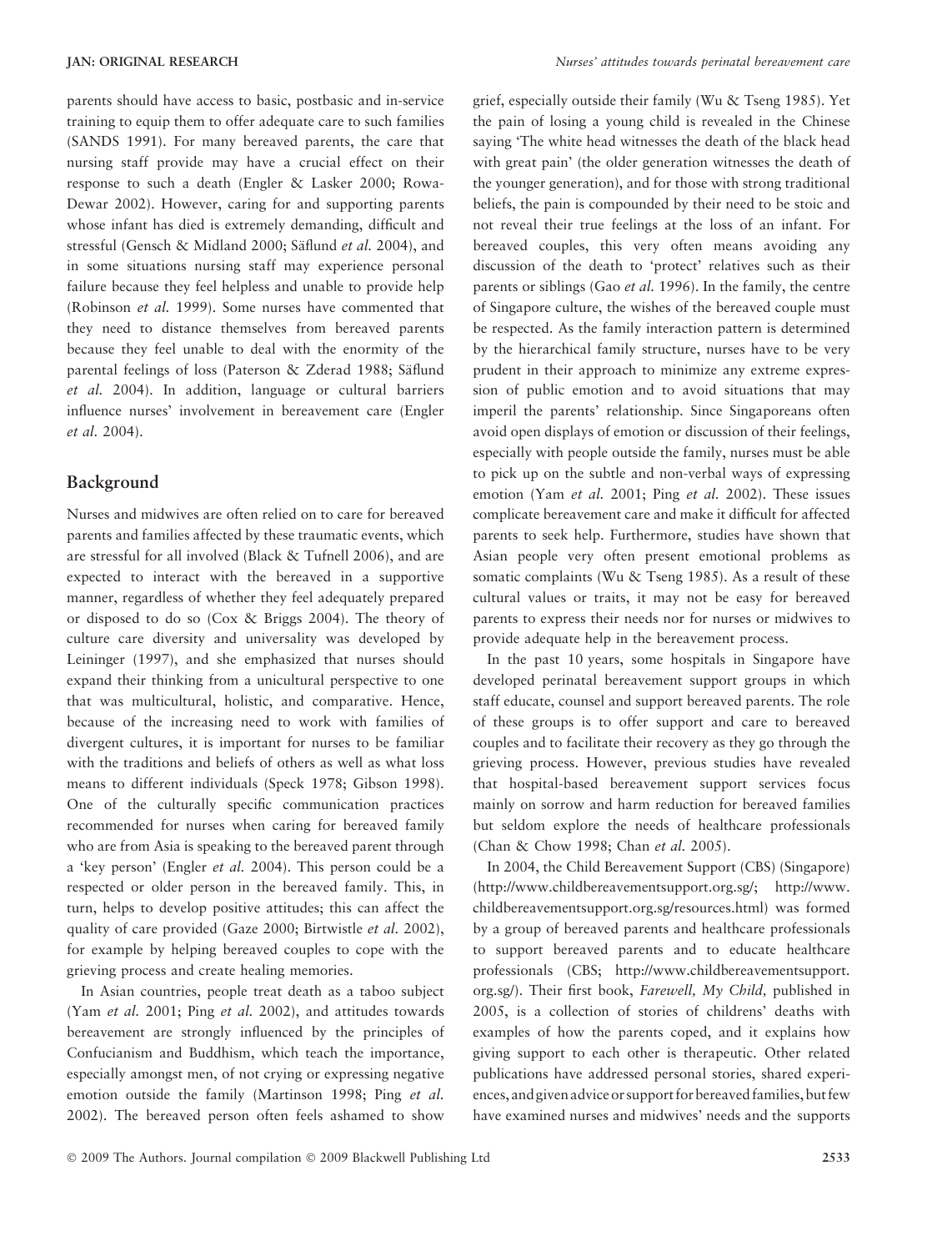parents should have access to basic, postbasic and in-service training to equip them to offer adequate care to such families (SANDS 1991). For many bereaved parents, the care that nursing staff provide may have a crucial effect on their response to such a death (Engler & Lasker 2000; Rowa-Dewar 2002). However, caring for and supporting parents whose infant has died is extremely demanding, difficult and stressful (Gensch & Midland 2000; Säflund *et al.* 2004), and in some situations nursing staff may experience personal failure because they feel helpless and unable to provide help (Robinson *et al.* 1999). Some nurses have commented that they need to distance themselves from bereaved parents because they feel unable to deal with the enormity of the parental feelings of loss (Paterson & Zderad 1988; Säflund *et al.* 2004). In addition, language or cultural barriers influence nurses' involvement in bereavement care (Engler *et al.* 2004).

## Background

Nurses and midwives are often relied on to care for bereaved parents and families affected by these traumatic events, which are stressful for all involved (Black & Tufnell 2006), and are expected to interact with the bereaved in a supportive manner, regardless of whether they feel adequately prepared or disposed to do so (Cox & Briggs 2004). The theory of culture care diversity and universality was developed by Leininger (1997), and she emphasized that nurses should expand their thinking from a unicultural perspective to one that was multicultural, holistic, and comparative. Hence, because of the increasing need to work with families of divergent cultures, it is important for nurses to be familiar with the traditions and beliefs of others as well as what loss means to different individuals (Speck 1978; Gibson 1998). One of the culturally specific communication practices recommended for nurses when caring for bereaved family who are from Asia is speaking to the bereaved parent through a 'key person' (Engler *et al.* 2004). This person could be a respected or older person in the bereaved family. This, in turn, helps to develop positive attitudes; this can affect the quality of care provided (Gaze 2000; Birtwistle *et al.* 2002), for example by helping bereaved couples to cope with the grieving process and create healing memories.

In Asian countries, people treat death as a taboo subject (Yam *et al.* 2001; Ping *et al.* 2002), and attitudes towards bereavement are strongly influenced by the principles of Confucianism and Buddhism, which teach the importance, especially amongst men, of not crying or expressing negative emotion outside the family (Martinson 1998; Ping *et al.* 2002). The bereaved person often feels ashamed to show grief, especially outside their family (Wu & Tseng 1985). Yet the pain of losing a young child is revealed in the Chinese saying 'The white head witnesses the death of the black head with great pain' (the older generation witnesses the death of the younger generation), and for those with strong traditional beliefs, the pain is compounded by their need to be stoic and not reveal their true feelings at the loss of an infant. For bereaved couples, this very often means avoiding any discussion of the death to 'protect' relatives such as their parents or siblings (Gao *et al.* 1996). In the family, the centre of Singapore culture, the wishes of the bereaved couple must be respected. As the family interaction pattern is determined by the hierarchical family structure, nurses have to be very prudent in their approach to minimize any extreme expression of public emotion and to avoid situations that may imperil the parents' relationship. Since Singaporeans often avoid open displays of emotion or discussion of their feelings, especially with people outside the family, nurses must be able to pick up on the subtle and non-verbal ways of expressing emotion (Yam *et al.* 2001; Ping *et al.* 2002). These issues complicate bereavement care and make it difficult for affected parents to seek help. Furthermore, studies have shown that Asian people very often present emotional problems as somatic complaints (Wu & Tseng 1985). As a result of these cultural values or traits, it may not be easy for bereaved parents to express their needs nor for nurses or midwives to provide adequate help in the bereavement process.

In the past 10 years, some hospitals in Singapore have developed perinatal bereavement support groups in which staff educate, counsel and support bereaved parents. The role of these groups is to offer support and care to bereaved couples and to facilitate their recovery as they go through the grieving process. However, previous studies have revealed that hospital-based bereavement support services focus mainly on sorrow and harm reduction for bereaved families but seldom explore the needs of healthcare professionals (Chan & Chow 1998; Chan *et al.* 2005).

In 2004, the Child Bereavement Support (CBS) (Singapore) (http://www.childbereavementsupport.org.sg/; http://www.childbereavementsupport.org.sg/resources.html) was formed by a group of bereaved parents and healthcare professionals to support bereaved parents and to educate healthcare professionals (CBS; http://www.childbereavementsupport.org.sg/). Their first book, *Farewell, My Child,* published in 2005, is a collection of stories of childrens' deaths with examples of how the parents coped, and it explains how giving support to each other is therapeutic. Other related publications have addressed personal stories, shared experiences, and given advice or support for bereaved families, but few have examined nurses and midwives' needs and the supports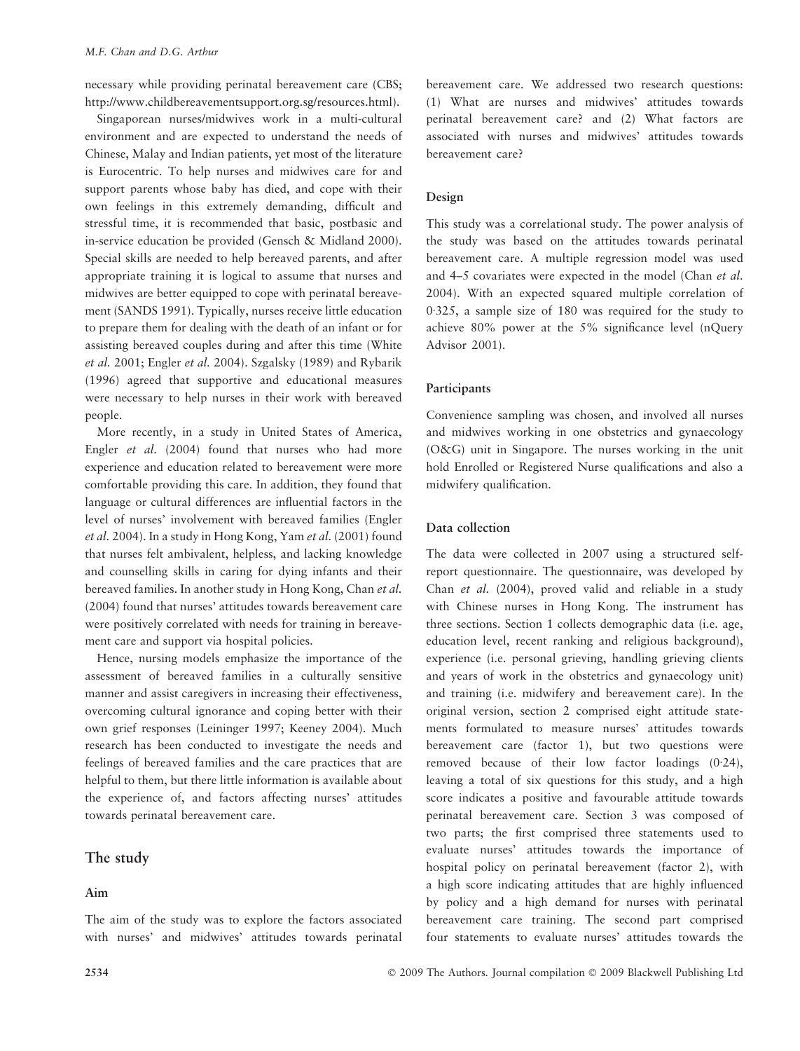necessary while providing perinatal bereavement care (CBS; http://www.childbereavementsupport.org.sg/resources.html).

Singaporean nurses/midwives work in a multi-cultural environment and are expected to understand the needs of Chinese, Malay and Indian patients, yet most of the literature is Eurocentric. To help nurses and midwives care for and support parents whose baby has died, and cope with their own feelings in this extremely demanding, difficult and stressful time, it is recommended that basic, postbasic and in-service education be provided (Gensch & Midland 2000). Special skills are needed to help bereaved parents, and after appropriate training it is logical to assume that nurses and midwives are better equipped to cope with perinatal bereavement (SANDS 1991). Typically, nurses receive little education to prepare them for dealing with the death of an infant or for assisting bereaved couples during and after this time (White *et al.* 2001; Engler *et al.* 2004). Szgalsky (1989) and Rybarik (1996) agreed that supportive and educational measures were necessary to help nurses in their work with bereaved people.

More recently, in a study in United States of America, Engler *et al.* (2004) found that nurses who had more experience and education related to bereavement were more comfortable providing this care. In addition, they found that language or cultural differences are influential factors in the level of nurses' involvement with bereaved families (Engler *et al.* 2004). In a study in Hong Kong, Yam *et al.* (2001) found that nurses felt ambivalent, helpless, and lacking knowledge and counselling skills in caring for dying infants and their bereaved families. In another study in Hong Kong, Chan *et al.* (2004) found that nurses' attitudes towards bereavement care were positively correlated with needs for training in bereavement care and support via hospital policies.

Hence, nursing models emphasize the importance of the assessment of bereaved families in a culturally sensitive manner and assist caregivers in increasing their effectiveness, overcoming cultural ignorance and coping better with their own grief responses (Leininger 1997; Keeney 2004). Much research has been conducted to investigate the needs and feelings of bereaved families and the care practices that are helpful to them, but there little information is available about the experience of, and factors affecting nurses' attitudes towards perinatal bereavement care.

## The study

### Aim

The aim of the study was to explore the factors associated with nurses' and midwives' attitudes towards perinatal bereavement care. We addressed two research questions: (1) What are nurses and midwives' attitudes towards perinatal bereavement care? and (2) What factors are associated with nurses and midwives' attitudes towards bereavement care?

### Design

This study was a correlational study. The power analysis of the study was based on the attitudes towards perinatal bereavement care. A multiple regression model was used and 4–5 covariates were expected in the model (Chan *et al.* 2004). With an expected squared multiple correlation of 0·325, a sample size of 180 was required for the study to achieve 80% power at the 5% significance level (nQuery Advisor 2001).

### Participants

Convenience sampling was chosen, and involved all nurses and midwives working in one obstetrics and gynaecology (O&G) unit in Singapore. The nurses working in the unit hold Enrolled or Registered Nurse qualifications and also a midwifery qualification.

### Data collection

The data were collected in 2007 using a structured self-report questionnaire. The questionnaire, was developed by Chan *et al.* (2004), proved valid and reliable in a study with Chinese nurses in Hong Kong. The instrument has three sections. Section 1 collects demographic data (i.e. age, education level, recent ranking and religious background), experience (i.e. personal grieving, handling grieving clients and years of work in the obstetrics and gynaecology unit) and training (i.e. midwifery and bereavement care). In the original version, section 2 comprised eight attitude statements formulated to measure nurses' attitudes towards bereavement care (factor 1), but two questions were removed because of their low factor loadings (0·24), leaving a total of six questions for this study, and a high score indicates a positive and favourable attitude towards perinatal bereavement care. Section 3 was composed of two parts; the first comprised three statements used to evaluate nurses' attitudes towards the importance of hospital policy on perinatal bereavement (factor 2), with a high score indicating attitudes that are highly influenced by policy and a high demand for nurses with perinatal bereavement care training. The second part comprised four statements to evaluate nurses' attitudes towards the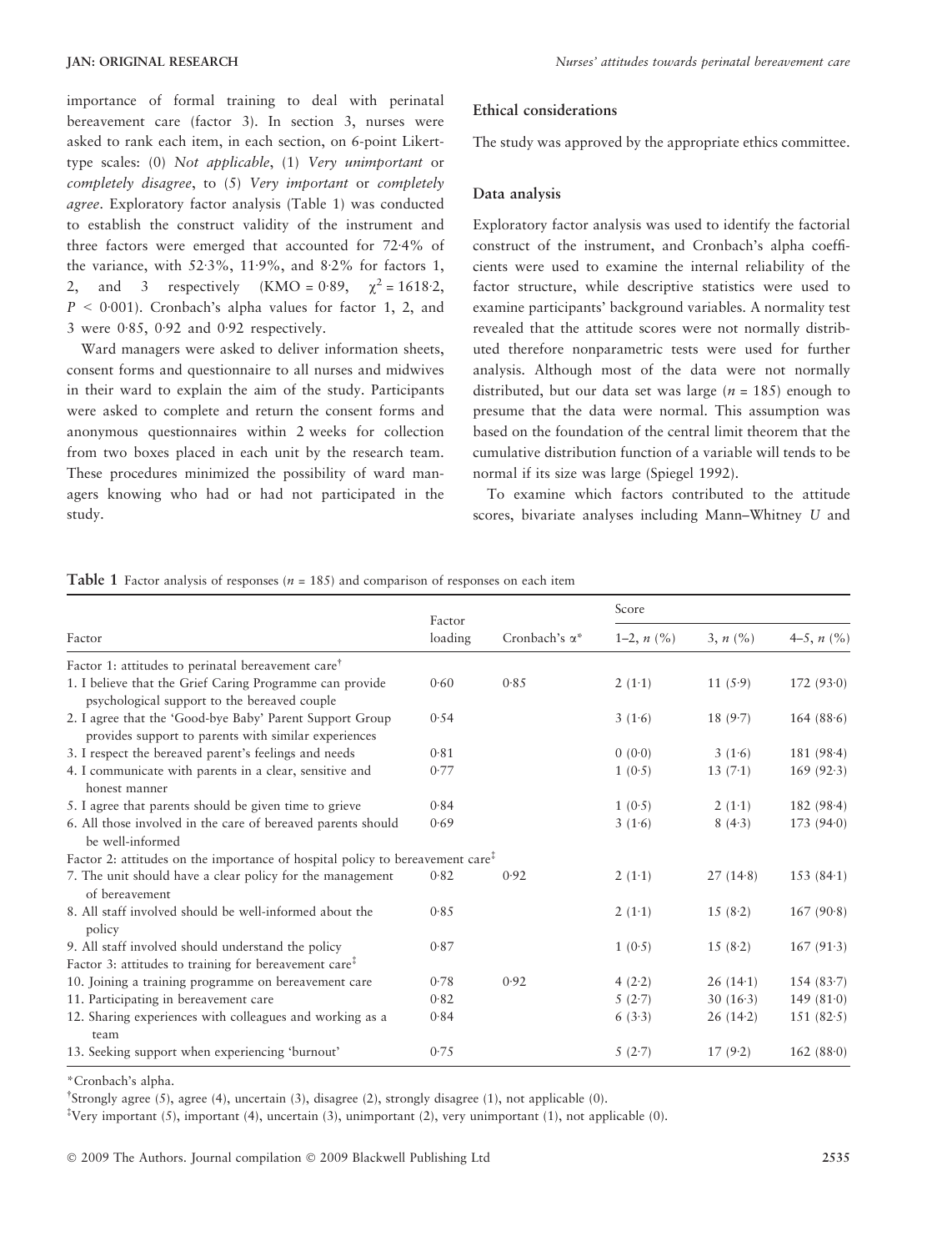importance of formal training to deal with perinatal bereavement care (factor 3). In section 3, nurses were asked to rank each item, in each section, on 6-point Likert-type scales: (0) *Not applicable*, (1) *Very unimportant* or *completely disagree*, to (5) *Very important* or *completely agree*. Exploratory factor analysis (Table 1) was conducted to establish the construct validity of the instrument and three factors were emerged that accounted for 72·4% of the variance, with 52·3%, 11·9%, and 8·2% for factors 1, 2, and 3 respectively (KMO = 0·89, $\chi^2 = 1618{\cdot}2$, $P < 0{\cdot}001$). Cronbach's alpha values for factor 1, 2, and 3 were 0·85, 0·92 and 0·92 respectively.

Ward managers were asked to deliver information sheets, consent forms and questionnaire to all nurses and midwives in their ward to explain the aim of the study. Participants were asked to complete and return the consent forms and anonymous questionnaires within 2 weeks for collection from two boxes placed in each unit by the research team. These procedures minimized the possibility of ward managers knowing who had or had not participated in the study.

### Ethical considerations

The study was approved by the appropriate ethics committee.

### Data analysis

Exploratory factor analysis was used to identify the factorial construct of the instrument, and Cronbach's alpha coefficients were used to examine the internal reliability of the factor structure, while descriptive statistics were used to examine participants' background variables. A normality test revealed that the attitude scores were not normally distributed therefore nonparametric tests were used for further analysis. Although most of the data were not normally distributed, but our data set was large ($n = 185$) enough to presume that the data were normal. This assumption was based on the foundation of the central limit theorem that the cumulative distribution function of a variable will tends to be normal if its size was large (Spiegel 1992).

To examine which factors contributed to the attitude scores, bivariate analyses including Mann–Whitney *U* and

**Table 1** Factor analysis of responses ($n = 185$) and comparison of responses on each item

| Factor | Factor loading | Cronbach's α* | Score 1–2, *n* (%) | Score 3, *n* (%) | Score 4–5, *n* (%) |
|---|---|---|---|---|---|
| Factor 1: attitudes to perinatal bereavement care[†] | | | | | |
| 1. I believe that the Grief Caring Programme can provide psychological support to the bereaved couple | 0·60 | 0·85 | 2 (1·1) | 11 (5·9) | 172 (93·0) |
| 2. I agree that the 'Good-bye Baby' Parent Support Group provides support to parents with similar experiences | 0·54 | | 3 (1·6) | 18 (9·7) | 164 (88·6) |
| 3. I respect the bereaved parent's feelings and needs | 0·81 | | 0 (0·0) | 3 (1·6) | 181 (98·4) |
| 4. I communicate with parents in a clear, sensitive and honest manner | 0·77 | | 1 (0·5) | 13 (7·1) | 169 (92·3) |
| 5. I agree that parents should be given time to grieve | 0·84 | | 1 (0·5) | 2 (1·1) | 182 (98·4) |
| 6. All those involved in the care of bereaved parents should be well-informed | 0·69 | | 3 (1·6) | 8 (4·3) | 173 (94·0) |
| Factor 2: attitudes on the importance of hospital policy to bereavement care[‡] | | | | | |
| 7. The unit should have a clear policy for the management of bereavement | 0·82 | 0·92 | 2 (1·1) | 27 (14·8) | 153 (84·1) |
| 8. All staff involved should be well-informed about the policy | 0·85 | | 2 (1·1) | 15 (8·2) | 167 (90·8) |
| 9. All staff involved should understand the policy | 0·87 | | 1 (0·5) | 15 (8·2) | 167 (91·3) |
| Factor 3: attitudes to training for bereavement care[‡] | | | | | |
| 10. Joining a training programme on bereavement care | 0·78 | 0·92 | 4 (2·2) | 26 (14·1) | 154 (83·7) |
| 11. Participating in bereavement care | 0·82 | | 5 (2·7) | 30 (16·3) | 149 (81·0) |
| 12. Sharing experiences with colleagues and working as a team | 0·84 | | 6 (3·3) | 26 (14·2) | 151 (82·5) |
| 13. Seeking support when experiencing 'burnout' | 0·75 | | 5 (2·7) | 17 (9·2) | 162 (88·0) |

*Cronbach's alpha.

[†]Strongly agree (5), agree (4), uncertain (3), disagree (2), strongly disagree (1), not applicable (0).

[‡]Very important (5), important (4), uncertain (3), unimportant (2), very unimportant (1), not applicable (0).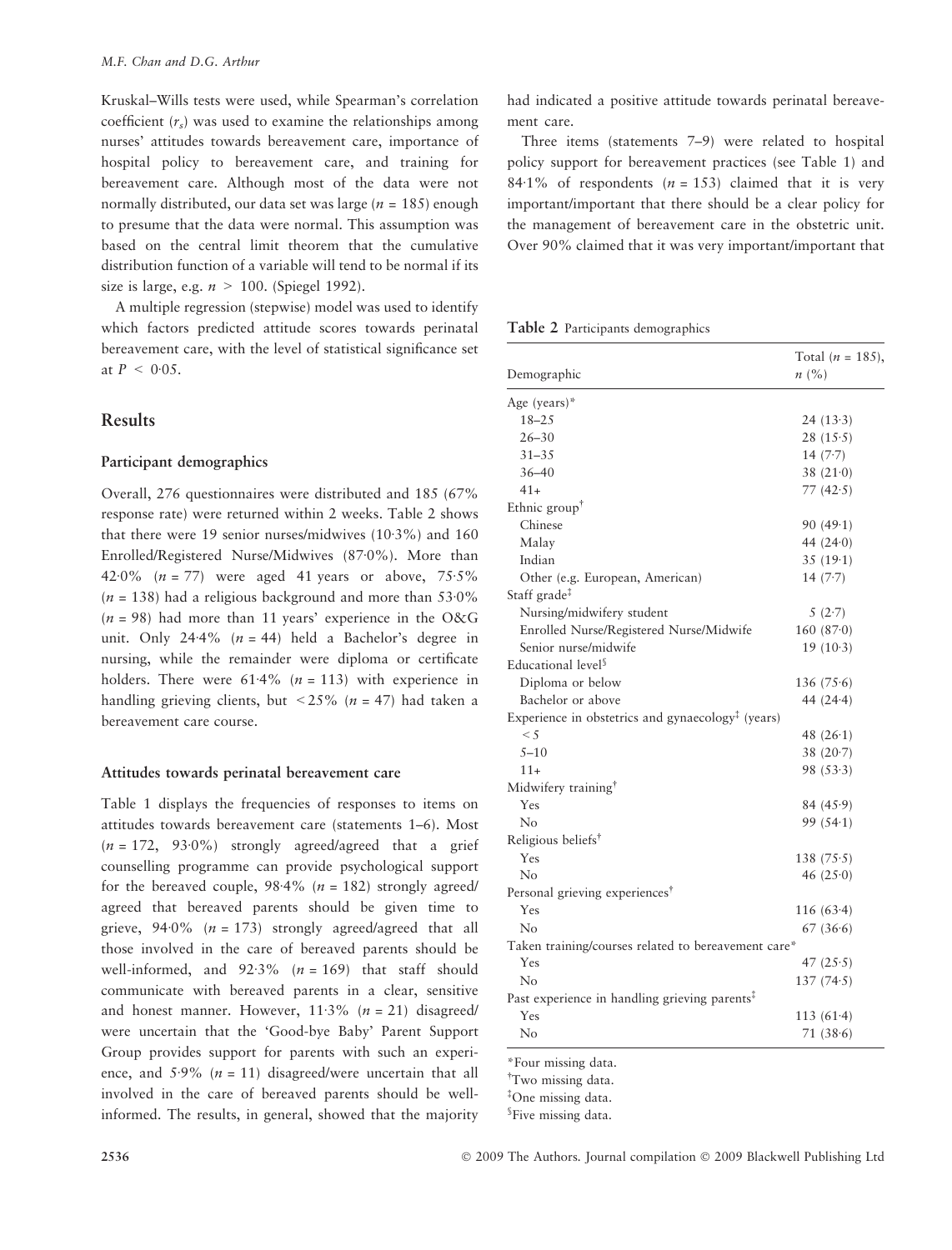Kruskal–Wills tests were used, while Spearman's correlation coefficient ($r_s$) was used to examine the relationships among nurses' attitudes towards bereavement care, importance of hospital policy to bereavement care, and training for bereavement care. Although most of the data were not normally distributed, our data set was large ($n = 185$) enough to presume that the data were normal. This assumption was based on the central limit theorem that the cumulative distribution function of a variable will tend to be normal if its size is large, e.g. $n > 100$. (Spiegel 1992).

A multiple regression (stepwise) model was used to identify which factors predicted attitude scores towards perinatal bereavement care, with the level of statistical significance set at $P < 0·05$.

## Results

### Participant demographics

Overall, 276 questionnaires were distributed and 185 (67% response rate) were returned within 2 weeks. Table 2 shows that there were 19 senior nurses/midwives (10·3%) and 160 Enrolled/Registered Nurse/Midwives (87·0%). More than 42·0% ($n = 77$) were aged 41 years or above, 75·5% ($n = 138$) had a religious background and more than 53·0% ($n = 98$) had more than 11 years' experience in the O&G unit. Only 24·4% ($n = 44$) held a Bachelor's degree in nursing, while the remainder were diploma or certificate holders. There were 61·4% ($n = 113$) with experience in handling grieving clients, but <25% ($n = 47$) had taken a bereavement care course.

### Attitudes towards perinatal bereavement care

Table 1 displays the frequencies of responses to items on attitudes towards bereavement care (statements 1–6). Most ($n = 172$, 93·0%) strongly agreed/agreed that a grief counselling programme can provide psychological support for the bereaved couple, 98·4% ($n = 182$) strongly agreed/agreed that bereaved parents should be given time to grieve, 94·0% ($n = 173$) strongly agreed/agreed that all those involved in the care of bereaved parents should be well-informed, and 92·3% ($n = 169$) that staff should communicate with bereaved parents in a clear, sensitive and honest manner. However, 11·3% ($n = 21$) disagreed/were uncertain that the 'Good-bye Baby' Parent Support Group provides support for parents with such an experience, and 5·9% ($n = 11$) disagreed/were uncertain that all involved in the care of bereaved parents should be well-informed. The results, in general, showed that the majority had indicated a positive attitude towards perinatal bereavement care.

Three items (statements 7–9) were related to hospital policy support for bereavement practices (see Table 1) and 84·1% of respondents ($n = 153$) claimed that it is very important/important that there should be a clear policy for the management of bereavement care in the obstetric unit. Over 90% claimed that it was very important/important that

**Table 2** Participants demographics

| Demographic | Total ($n$ = 185), $n$ (%) |
|---|---|
| Age (years)* | |
| 18–25 | 24 (13·3) |
| 26–30 | 28 (15·5) |
| 31–35 | 14 (7·7) |
| 36–40 | 38 (21·0) |
| 41+ | 77 (42·5) |
| Ethnic group† | |
| Chinese | 90 (49·1) |
| Malay | 44 (24·0) |
| Indian | 35 (19·1) |
| Other (e.g. European, American) | 14 (7·7) |
| Staff grade‡ | |
| Nursing/midwifery student | 5 (2·7) |
| Enrolled Nurse/Registered Nurse/Midwife | 160 (87·0) |
| Senior nurse/midwife | 19 (10·3) |
| Educational level§ | |
| Diploma or below | 136 (75·6) |
| Bachelor or above | 44 (24·4) |
| Experience in obstetrics and gynaecology‡ (years) | |
| <5 | 48 (26·1) |
| 5–10 | 38 (20·7) |
| 11+ | 98 (53·3) |
| Midwifery training† | |
| Yes | 84 (45·9) |
| No | 99 (54·1) |
| Religious beliefs† | |
| Yes | 138 (75·5) |
| No | 46 (25·0) |
| Personal grieving experiences† | |
| Yes | 116 (63·4) |
| No | 67 (36·6) |
| Taken training/courses related to bereavement care* | |
| Yes | 47 (25·5) |
| No | 137 (74·5) |
| Past experience in handling grieving parents‡ | |
| Yes | 113 (61·4) |
| No | 71 (38·6) |

*Four missing data.
†Two missing data.
‡One missing data.
§Five missing data.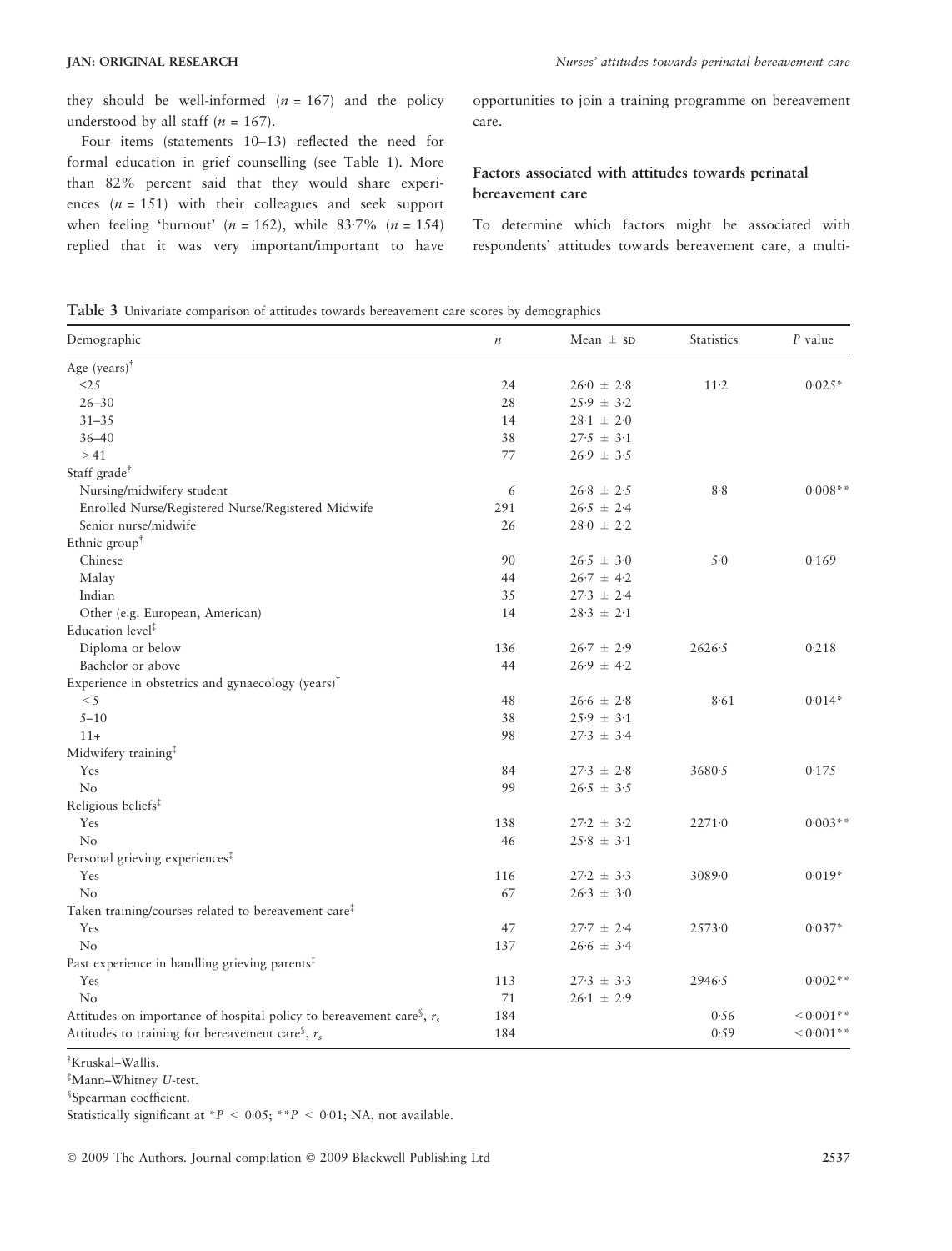they should be well-informed ($n = 167$) and the policy understood by all staff ($n = 167$).

Four items (statements 10–13) reflected the need for formal education in grief counselling (see Table 1). More than 82% percent said that they would share experiences ($n = 151$) with their colleagues and seek support when feeling 'burnout' ($n = 162$), while 83·7% ($n = 154$) replied that it was very important/important to have opportunities to join a training programme on bereavement care.

### Factors associated with attitudes towards perinatal bereavement care

To determine which factors might be associated with respondents' attitudes towards bereavement care, a multi-

**Table 3** Univariate comparison of attitudes towards bereavement care scores by demographics

| Demographic | $n$ | Mean ± SD | Statistics | $P$ value |
|---|---|---|---|---|
| Age (years)[†] | | | | |
| ≤25 | 24 | 26·0 ± 2·8 | 11·2 | 0·025* |
| 26–30 | 28 | 25·9 ± 3·2 | | |
| 31–35 | 14 | 28·1 ± 2·0 | | |
| 36–40 | 38 | 27·5 ± 3·1 | | |
| >41 | 77 | 26·9 ± 3·5 | | |
| Staff grade[†] | | | | |
| Nursing/midwifery student | 6 | 26·8 ± 2·5 | 8·8 | 0·008** |
| Enrolled Nurse/Registered Nurse/Registered Midwife | 291 | 26·5 ± 2·4 | | |
| Senior nurse/midwife | 26 | 28·0 ± 2·2 | | |
| Ethnic group[†] | | | | |
| Chinese | 90 | 26·5 ± 3·0 | 5·0 | 0·169 |
| Malay | 44 | 26·7 ± 4·2 | | |
| Indian | 35 | 27·3 ± 2·4 | | |
| Other (e.g. European, American) | 14 | 28·3 ± 2·1 | | |
| Education level[‡] | | | | |
| Diploma or below | 136 | 26·7 ± 2·9 | 2626·5 | 0·218 |
| Bachelor or above | 44 | 26·9 ± 4·2 | | |
| Experience in obstetrics and gynaecology (years)[†] | | | | |
| <5 | 48 | 26·6 ± 2·8 | 8·61 | 0·014* |
| 5–10 | 38 | 25·9 ± 3·1 | | |
| 11+ | 98 | 27·3 ± 3·4 | | |
| Midwifery training[‡] | | | | |
| Yes | 84 | 27·3 ± 2·8 | 3680·5 | 0·175 |
| No | 99 | 26·5 ± 3·5 | | |
| Religious beliefs[‡] | | | | |
| Yes | 138 | 27·2 ± 3·2 | 2271·0 | 0·003** |
| No | 46 | 25·8 ± 3·1 | | |
| Personal grieving experiences[‡] | | | | |
| Yes | 116 | 27·2 ± 3·3 | 3089·0 | 0·019* |
| No | 67 | 26·3 ± 3·0 | | |
| Taken training/courses related to bereavement care[‡] | | | | |
| Yes | 47 | 27·7 ± 2·4 | 2573·0 | 0·037* |
| No | 137 | 26·6 ± 3·4 | | |
| Past experience in handling grieving parents[‡] | | | | |
| Yes | 113 | 27·3 ± 3·3 | 2946·5 | 0·002** |
| No | 71 | 26·1 ± 2·9 | | |
| Attitudes on importance of hospital policy to bereavement care[§], $r_s$ | 184 | | 0·56 | <0·001** |
| Attitudes to training for bereavement care[§], $r_s$ | 184 | | 0·59 | <0·001** |

[†]Kruskal–Wallis.

[‡]Mann–Whitney *U*-test.

[§]Spearman coefficient.

Statistically significant at $^{*}P < 0·05$; $^{**}P < 0·01$; NA, not available.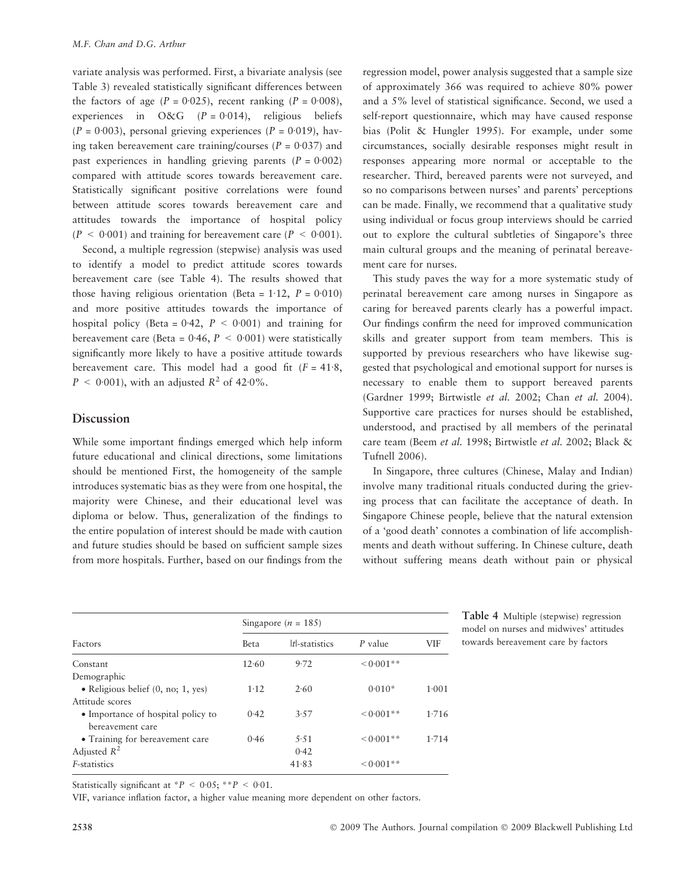variate analysis was performed. First, a bivariate analysis (see Table 3) revealed statistically significant differences between the factors of age ($P = 0.025$), recent ranking ($P = 0.008$), experiences in O&G ($P = 0.014$), religious beliefs ($P = 0.003$), personal grieving experiences ($P = 0.019$), having taken bereavement care training/courses ($P = 0.037$) and past experiences in handling grieving parents ($P = 0.002$) compared with attitude scores towards bereavement care. Statistically significant positive correlations were found between attitude scores towards bereavement care and attitudes towards the importance of hospital policy ($P < 0.001$) and training for bereavement care ($P < 0.001$).

Second, a multiple regression (stepwise) analysis was used to identify a model to predict attitude scores towards bereavement care (see Table 4). The results showed that those having religious orientation (Beta = 1·12, $P = 0.010$) and more positive attitudes towards the importance of hospital policy (Beta = 0·42, $P < 0.001$) and training for bereavement care (Beta = 0·46, $P < 0.001$) were statistically significantly more likely to have a positive attitude towards bereavement care. This model had a good fit ($F = 41.8$, $P < 0.001$), with an adjusted $R^2$ of 42·0%.

## Discussion

While some important findings emerged which help inform future educational and clinical directions, some limitations should be mentioned First, the homogeneity of the sample introduces systematic bias as they were from one hospital, the majority were Chinese, and their educational level was diploma or below. Thus, generalization of the findings to the entire population of interest should be made with caution and future studies should be based on sufficient sample sizes from more hospitals. Further, based on our findings from the regression model, power analysis suggested that a sample size of approximately 366 was required to achieve 80% power and a 5% level of statistical significance. Second, we used a self-report questionnaire, which may have caused response bias (Polit & Hungler 1995). For example, under some circumstances, socially desirable responses might result in responses appearing more normal or acceptable to the researcher. Third, bereaved parents were not surveyed, and so no comparisons between nurses' and parents' perceptions can be made. Finally, we recommend that a qualitative study using individual or focus group interviews should be carried out to explore the cultural subtleties of Singapore's three main cultural groups and the meaning of perinatal bereavement care for nurses.

This study paves the way for a more systematic study of perinatal bereavement care among nurses in Singapore as caring for bereaved parents clearly has a powerful impact. Our findings confirm the need for improved communication skills and greater support from team members. This is supported by previous researchers who have likewise suggested that psychological and emotional support for nurses is necessary to enable them to support bereaved parents (Gardner 1999; Birtwistle *et al.* 2002; Chan *et al.* 2004). Supportive care practices for nurses should be established, understood, and practised by all members of the perinatal care team (Beem *et al.* 1998; Birtwistle *et al.* 2002; Black & Tufnell 2006).

In Singapore, three cultures (Chinese, Malay and Indian) involve many traditional rituals conducted during the grieving process that can facilitate the acceptance of death. In Singapore Chinese people, believe that the natural extension of a 'good death' connotes a combination of life accomplishments and death without suffering. In Chinese culture, death without suffering means death without pain or physical

**Table 4** Multiple (stepwise) regression model on nurses and midwives' attitudes towards bereavement care by factors

| Factors | Singapore ($n = 185$) | | | |
|---|---|---|---|---|
| | Beta | $\|t\|$-statistics | $P$ value | VIF |
| Constant | 12·60 | 9·72 | <0·001** | |
| Demographic | | | | |
| • Religious belief (0, no; 1, yes) | 1·12 | 2·60 | 0·010* | 1·001 |
| Attitude scores | | | | |
| • Importance of hospital policy to bereavement care | 0·42 | 3·57 | <0·001** | 1·716 |
| • Training for bereavement care | 0·46 | 5·51 | <0·001** | 1·714 |
| Adjusted $R^2$ | | 0·42 | | |
| $F$-statistics | | 41·83 | <0·001** | |

Statistically significant at $^*P < 0.05$; $^{**}P < 0.01$.

VIF, variance inflation factor, a higher value meaning more dependent on other factors.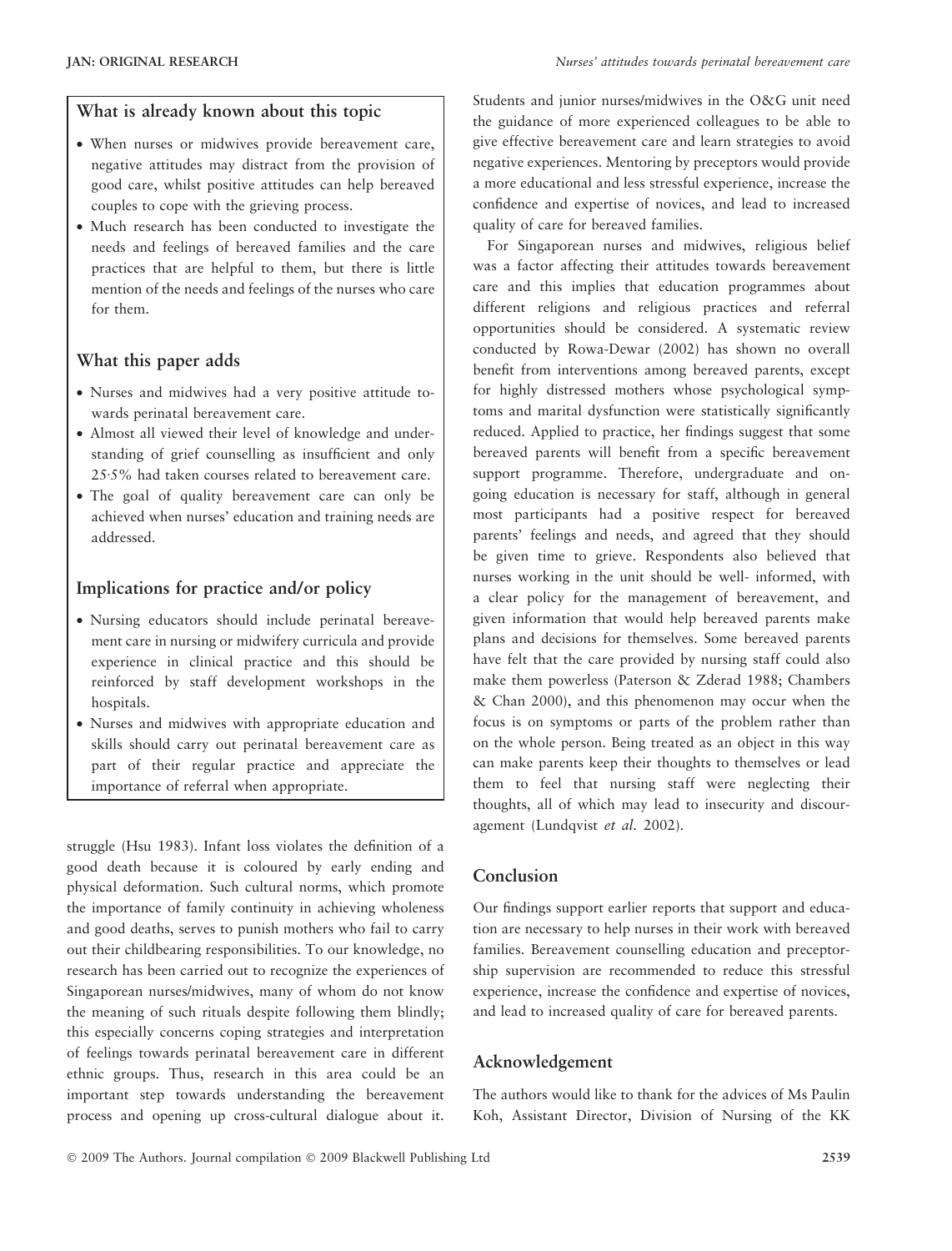## What is already known about this topic

- When nurses or midwives provide bereavement care, negative attitudes may distract from the provision of good care, whilst positive attitudes can help bereaved couples to cope with the grieving process.
- Much research has been conducted to investigate the needs and feelings of bereaved families and the care practices that are helpful to them, but there is little mention of the needs and feelings of the nurses who care for them.

## What this paper adds

- Nurses and midwives had a very positive attitude towards perinatal bereavement care.
- Almost all viewed their level of knowledge and understanding of grief counselling as insufficient and only 25·5% had taken courses related to bereavement care.
- The goal of quality bereavement care can only be achieved when nurses' education and training needs are addressed.

## Implications for practice and/or policy

- Nursing educators should include perinatal bereavement care in nursing or midwifery curricula and provide experience in clinical practice and this should be reinforced by staff development workshops in the hospitals.
- Nurses and midwives with appropriate education and skills should carry out perinatal bereavement care as part of their regular practice and appreciate the importance of referral when appropriate.

struggle (Hsu 1983). Infant loss violates the definition of a good death because it is coloured by early ending and physical deformation. Such cultural norms, which promote the importance of family continuity in achieving wholeness and good deaths, serves to punish mothers who fail to carry out their childbearing responsibilities. To our knowledge, no research has been carried out to recognize the experiences of Singaporean nurses/midwives, many of whom do not know the meaning of such rituals despite following them blindly; this especially concerns coping strategies and interpretation of feelings towards perinatal bereavement care in different ethnic groups. Thus, research in this area could be an important step towards understanding the bereavement process and opening up cross-cultural dialogue about it. Students and junior nurses/midwives in the O&G unit need the guidance of more experienced colleagues to be able to give effective bereavement care and learn strategies to avoid negative experiences. Mentoring by preceptors would provide a more educational and less stressful experience, increase the confidence and expertise of novices, and lead to increased quality of care for bereaved families.

For Singaporean nurses and midwives, religious belief was a factor affecting their attitudes towards bereavement care and this implies that education programmes about different religions and religious practices and referral opportunities should be considered. A systematic review conducted by Rowa-Dewar (2002) has shown no overall benefit from interventions among bereaved parents, except for highly distressed mothers whose psychological symptoms and marital dysfunction were statistically significantly reduced. Applied to practice, her findings suggest that some bereaved parents will benefit from a specific bereavement support programme. Therefore, undergraduate and ongoing education is necessary for staff, although in general most participants had a positive respect for bereaved parents' feelings and needs, and agreed that they should be given time to grieve. Respondents also believed that nurses working in the unit should be well- informed, with a clear policy for the management of bereavement, and given information that would help bereaved parents make plans and decisions for themselves. Some bereaved parents have felt that the care provided by nursing staff could also make them powerless (Paterson & Zderad 1988; Chambers & Chan 2000), and this phenomenon may occur when the focus is on symptoms or parts of the problem rather than on the whole person. Being treated as an object in this way can make parents keep their thoughts to themselves or lead them to feel that nursing staff were neglecting their thoughts, all of which may lead to insecurity and discouragement (Lundqvist *et al.* 2002).

## Conclusion

Our findings support earlier reports that support and education are necessary to help nurses in their work with bereaved families. Bereavement counselling education and preceptorship supervision are recommended to reduce this stressful experience, increase the confidence and expertise of novices, and lead to increased quality of care for bereaved parents.

## Acknowledgement

The authors would like to thank for the advices of Ms Paulin Koh, Assistant Director, Division of Nursing of the KK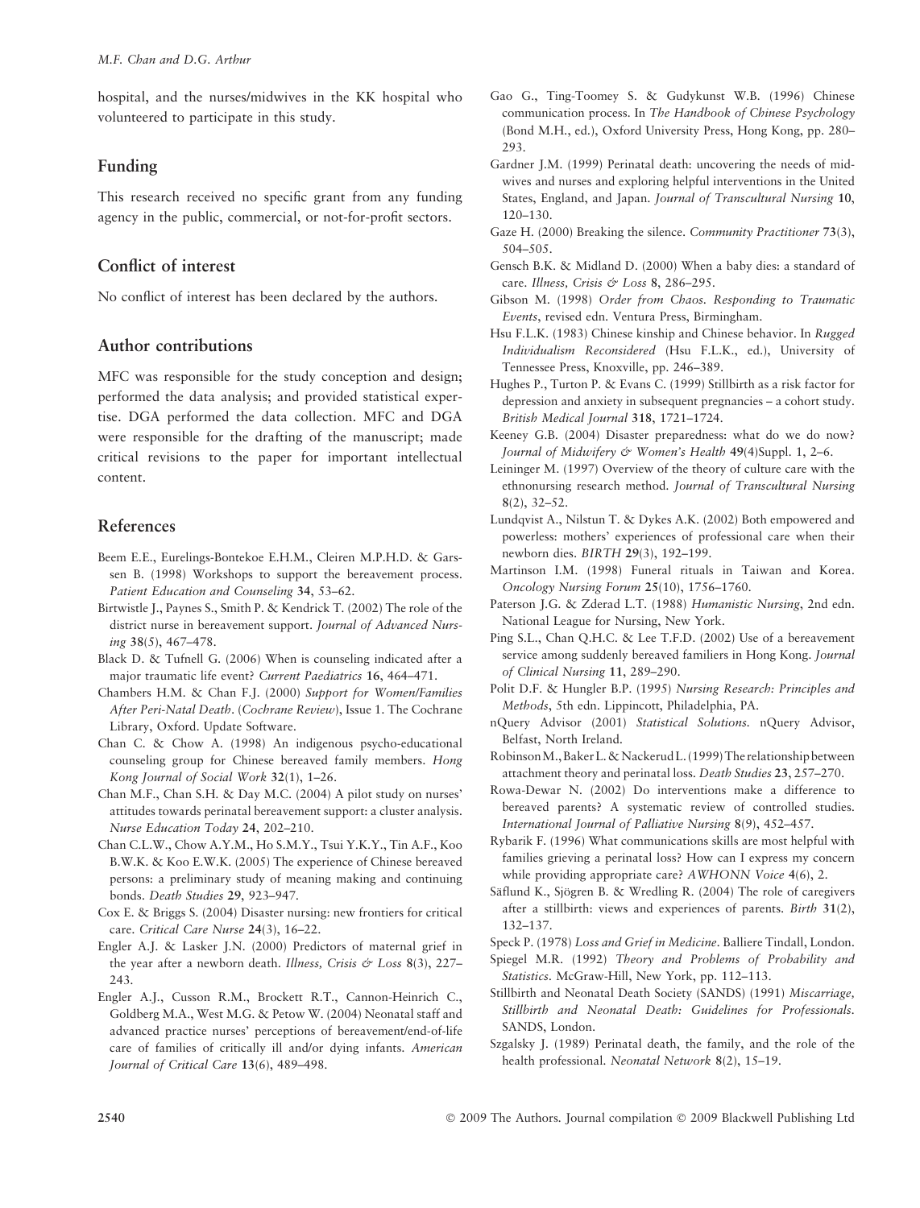hospital, and the nurses/midwives in the KK hospital who volunteered to participate in this study.

## Funding

This research received no specific grant from any funding agency in the public, commercial, or not-for-profit sectors.

## Conflict of interest

No conflict of interest has been declared by the authors.

## Author contributions

MFC was responsible for the study conception and design; performed the data analysis; and provided statistical expertise. DGA performed the data collection. MFC and DGA were responsible for the drafting of the manuscript; made critical revisions to the paper for important intellectual content.

## References

Beem E.E., Eurelings-Bontekoe E.H.M., Cleiren M.P.H.D. & Garssen B. (1998) Workshops to support the bereavement process. *Patient Education and Counseling* **34**, 53–62.

Birtwistle J., Paynes S., Smith P. & Kendrick T. (2002) The role of the district nurse in bereavement support. *Journal of Advanced Nursing* **38**(5), 467–478.

Black D. & Tufnell G. (2006) When is counseling indicated after a major traumatic life event? *Current Paediatrics* **16**, 464–471.

Chambers H.M. & Chan F.J. (2000) *Support for Women/Families After Peri-Natal Death*. (*Cochrane Review*), Issue 1. The Cochrane Library, Oxford. Update Software.

Chan C. & Chow A. (1998) An indigenous psycho-educational counseling group for Chinese bereaved family members. *Hong Kong Journal of Social Work* **32**(1), 1–26.

Chan M.F., Chan S.H. & Day M.C. (2004) A pilot study on nurses' attitudes towards perinatal bereavement support: a cluster analysis. *Nurse Education Today* **24**, 202–210.

Chan C.L.W., Chow A.Y.M., Ho S.M.Y., Tsui Y.K.Y., Tin A.F., Koo B.W.K. & Koo E.W.K. (2005) The experience of Chinese bereaved persons: a preliminary study of meaning making and continuing bonds. *Death Studies* **29**, 923–947.

Cox E. & Briggs S. (2004) Disaster nursing: new frontiers for critical care. *Critical Care Nurse* **24**(3), 16–22.

Engler A.J. & Lasker J.N. (2000) Predictors of maternal grief in the year after a newborn death. *Illness, Crisis & Loss* **8**(3), 227–243.

Engler A.J., Cusson R.M., Brockett R.T., Cannon-Heinrich C., Goldberg M.A., West M.G. & Petow W. (2004) Neonatal staff and advanced practice nurses' perceptions of bereavement/end-of-life care of families of critically ill and/or dying infants. *American Journal of Critical Care* **13**(6), 489–498.

Gao G., Ting-Toomey S. & Gudykunst W.B. (1996) Chinese communication process. In *The Handbook of Chinese Psychology* (Bond M.H., ed.), Oxford University Press, Hong Kong, pp. 280–293.

Gardner J.M. (1999) Perinatal death: uncovering the needs of midwives and nurses and exploring helpful interventions in the United States, England, and Japan. *Journal of Transcultural Nursing* **10**, 120–130.

Gaze H. (2000) Breaking the silence. *Community Practitioner* **73**(3), 504–505.

Gensch B.K. & Midland D. (2000) When a baby dies: a standard of care. *Illness, Crisis & Loss* **8**, 286–295.

Gibson M. (1998) *Order from Chaos. Responding to Traumatic Events*, revised edn. Ventura Press, Birmingham.

Hsu F.L.K. (1983) Chinese kinship and Chinese behavior. In *Rugged Individualism Reconsidered* (Hsu F.L.K., ed.), University of Tennessee Press, Knoxville, pp. 246–389.

Hughes P., Turton P. & Evans C. (1999) Stillbirth as a risk factor for depression and anxiety in subsequent pregnancies – a cohort study. *British Medical Journal* **318**, 1721–1724.

Keeney G.B. (2004) Disaster preparedness: what do we do now? *Journal of Midwifery & Women's Health* **49**(4)Suppl. 1, 2–6.

Leininger M. (1997) Overview of the theory of culture care with the ethnonursing research method. *Journal of Transcultural Nursing* **8**(2), 32–52.

Lundqvist A., Nilstun T. & Dykes A.K. (2002) Both empowered and powerless: mothers' experiences of professional care when their newborn dies. *BIRTH* **29**(3), 192–199.

Martinson I.M. (1998) Funeral rituals in Taiwan and Korea. *Oncology Nursing Forum* **25**(10), 1756–1760.

Paterson J.G. & Zderad L.T. (1988) *Humanistic Nursing*, 2nd edn. National League for Nursing, New York.

Ping S.L., Chan Q.H.C. & Lee T.F.D. (2002) Use of a bereavement service among suddenly bereaved familiers in Hong Kong. *Journal of Clinical Nursing* **11**, 289–290.

Polit D.F. & Hungler B.P. (1995) *Nursing Research: Principles and Methods*, 5th edn. Lippincott, Philadelphia, PA.

nQuery Advisor (2001) *Statistical Solutions*. nQuery Advisor, Belfast, North Ireland.

Robinson M., Baker L. & Nackerud L. (1999) The relationship between attachment theory and perinatal loss. *Death Studies* **23**, 257–270.

Rowa-Dewar N. (2002) Do interventions make a difference to bereaved parents? A systematic review of controlled studies. *International Journal of Palliative Nursing* **8**(9), 452–457.

Rybarik F. (1996) What communications skills are most helpful with families grieving a perinatal loss? How can I express my concern while providing appropriate care? *AWHONN Voice* **4**(6), 2.

Säflund K., Sjögren B. & Wredling R. (2004) The role of caregivers after a stillbirth: views and experiences of parents. *Birth* **31**(2), 132–137.

Speck P. (1978) *Loss and Grief in Medicine*. Balliere Tindall, London.

Spiegel M.R. (1992) *Theory and Problems of Probability and Statistics*. McGraw-Hill, New York, pp. 112–113.

Stillbirth and Neonatal Death Society (SANDS) (1991) *Miscarriage, Stillbirth and Neonatal Death: Guidelines for Professionals*. SANDS, London.

Szgalsky J. (1989) Perinatal death, the family, and the role of the health professional. *Neonatal Network* **8**(2), 15–19.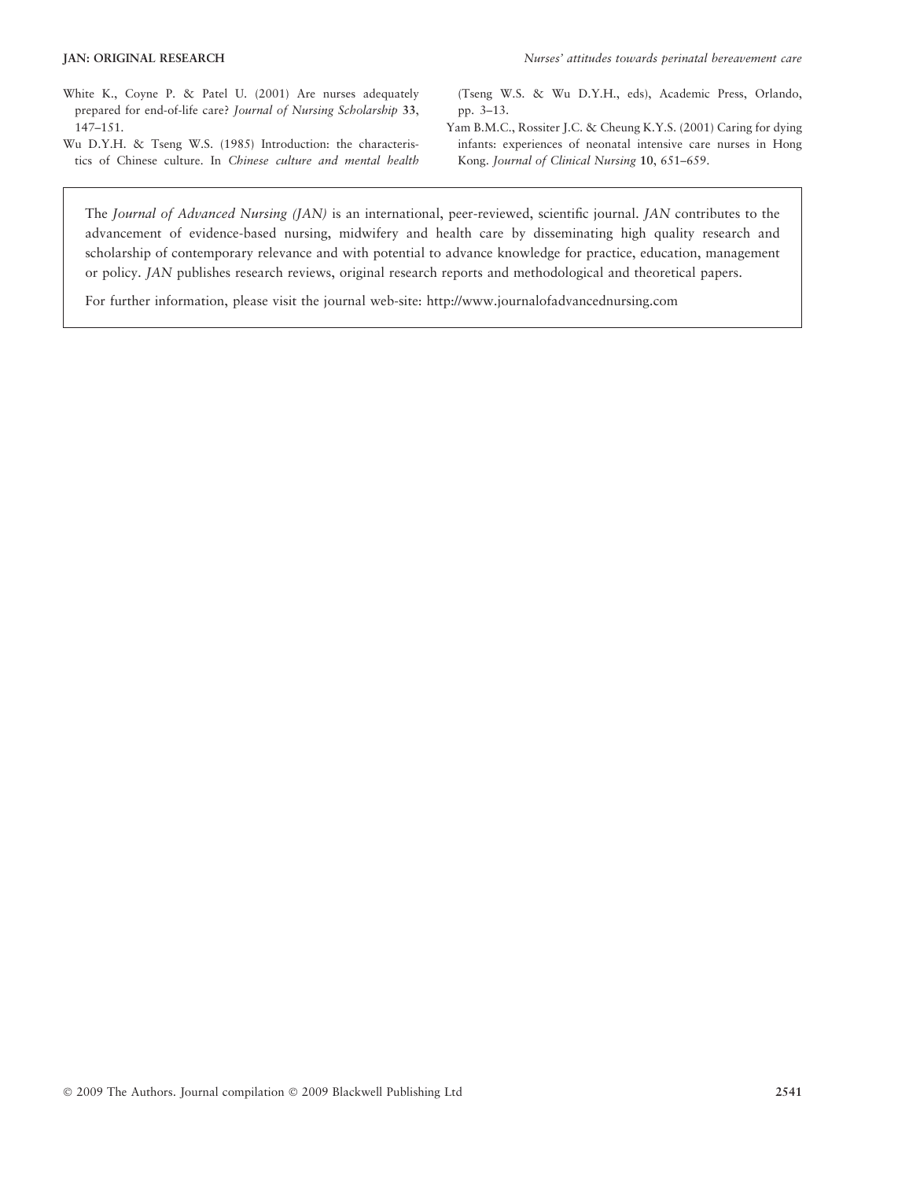White K., Coyne P. & Patel U. (2001) Are nurses adequately prepared for end-of-life care? *Journal of Nursing Scholarship* **33**, 147–151.

Wu D.Y.H. & Tseng W.S. (1985) Introduction: the characteristics of Chinese culture. In *Chinese culture and mental health* (Tseng W.S. & Wu D.Y.H., eds), Academic Press, Orlando, pp. 3–13.

Yam B.M.C., Rossiter J.C. & Cheung K.Y.S. (2001) Caring for dying infants: experiences of neonatal intensive care nurses in Hong Kong. *Journal of Clinical Nursing* **10**, 651–659.

The *Journal of Advanced Nursing (JAN)* is an international, peer-reviewed, scientific journal. *JAN* contributes to the advancement of evidence-based nursing, midwifery and health care by disseminating high quality research and scholarship of contemporary relevance and with potential to advance knowledge for practice, education, management or policy. *JAN* publishes research reviews, original research reports and methodological and theoretical papers.

For further information, please visit the journal web-site: http://www.journalofadvancednursing.com